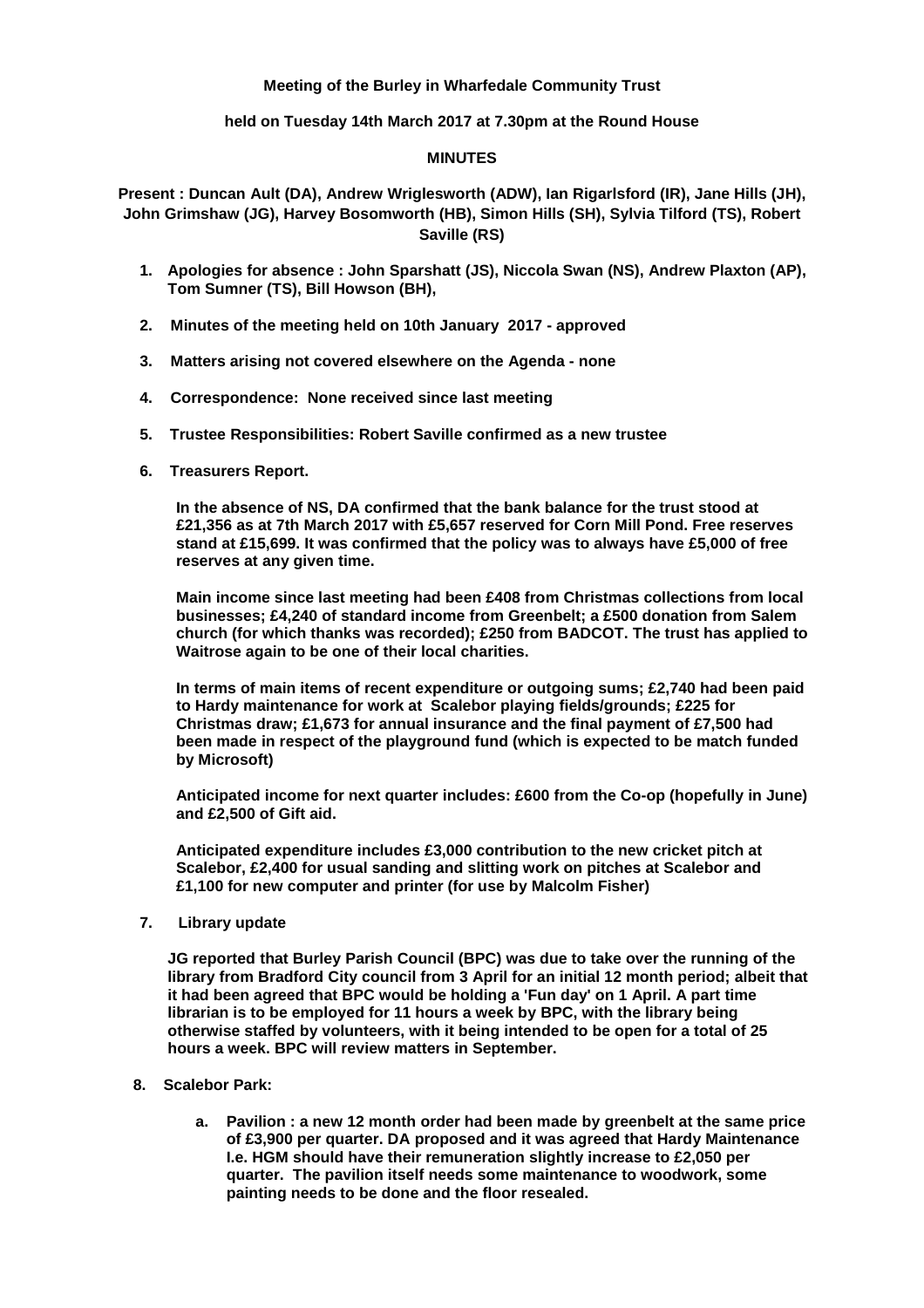**Meeting of the Burley in Wharfedale Community Trust**

**held on Tuesday 14th March 2017 at 7.30pm at the Round House**

**MINUTES**

**Present : Duncan Ault (DA), Andrew Wriglesworth (ADW), Ian Rigarlsford (IR), Jane Hills (JH), John Grimshaw (JG), Harvey Bosomworth (HB), Simon Hills (SH), Sylvia Tilford (TS), Robert Saville (RS)**

1. **Apologies for absence : John Sparshatt (JS), Niccola Swan (NS), Andrew Plaxton (AP), Tom Sumner (TS), Bill Howson (BH),**

2. **Minutes of the meeting held on 10th January 2017 - approved**

3. **Matters arising not covered elsewhere on the Agenda - none**

4. **Correspondence: None received since last meeting**

5. **Trustee Responsibilities: Robert Saville confirmed as a new trustee**

6. **Treasurers Report.**

   **In the absence of NS, DA confirmed that the bank balance for the trust stood at £21,356 as at 7th March 2017 with £5,657 reserved for Corn Mill Pond. Free reserves stand at £15,699. It was confirmed that the policy was to always have £5,000 of free reserves at any given time.**

   **Main income since last meeting had been £408 from Christmas collections from local businesses; £4,240 of standard income from Greenbelt; a £500 donation from Salem church (for which thanks was recorded); £250 from BADCOT. The trust has applied to Waitrose again to be one of their local charities.**

   **In terms of main items of recent expenditure or outgoing sums; £2,740 had been paid to Hardy maintenance for work at Scalebor playing fields/grounds; £225 for Christmas draw; £1,673 for annual insurance and the final payment of £7,500 had been made in respect of the playground fund (which is expected to be match funded by Microsoft)**

   **Anticipated income for next quarter includes: £600 from the Co-op (hopefully in June) and £2,500 of Gift aid.**

   **Anticipated expenditure includes £3,000 contribution to the new cricket pitch at Scalebor, £2,400 for usual sanding and slitting work on pitches at Scalebor and £1,100 for new computer and printer (for use by Malcolm Fisher)**

7. **Library update**

   **JG reported that Burley Parish Council (BPC) was due to take over the running of the library from Bradford City council from 3 April for an initial 12 month period; albeit that it had been agreed that BPC would be holding a 'Fun day' on 1 April. A part time librarian is to be employed for 11 hours a week by BPC, with the library being otherwise staffed by volunteers, with it being intended to be open for a total of 25 hours a week. BPC will review matters in September.**

8. **Scalebor Park:**

   a. **Pavilion : a new 12 month order had been made by greenbelt at the same price of £3,900 per quarter. DA proposed and it was agreed that Hardy Maintenance I.e. HGM should have their remuneration slightly increase to £2,050 per quarter. The pavilion itself needs some maintenance to woodwork, some painting needs to be done and the floor resealed.**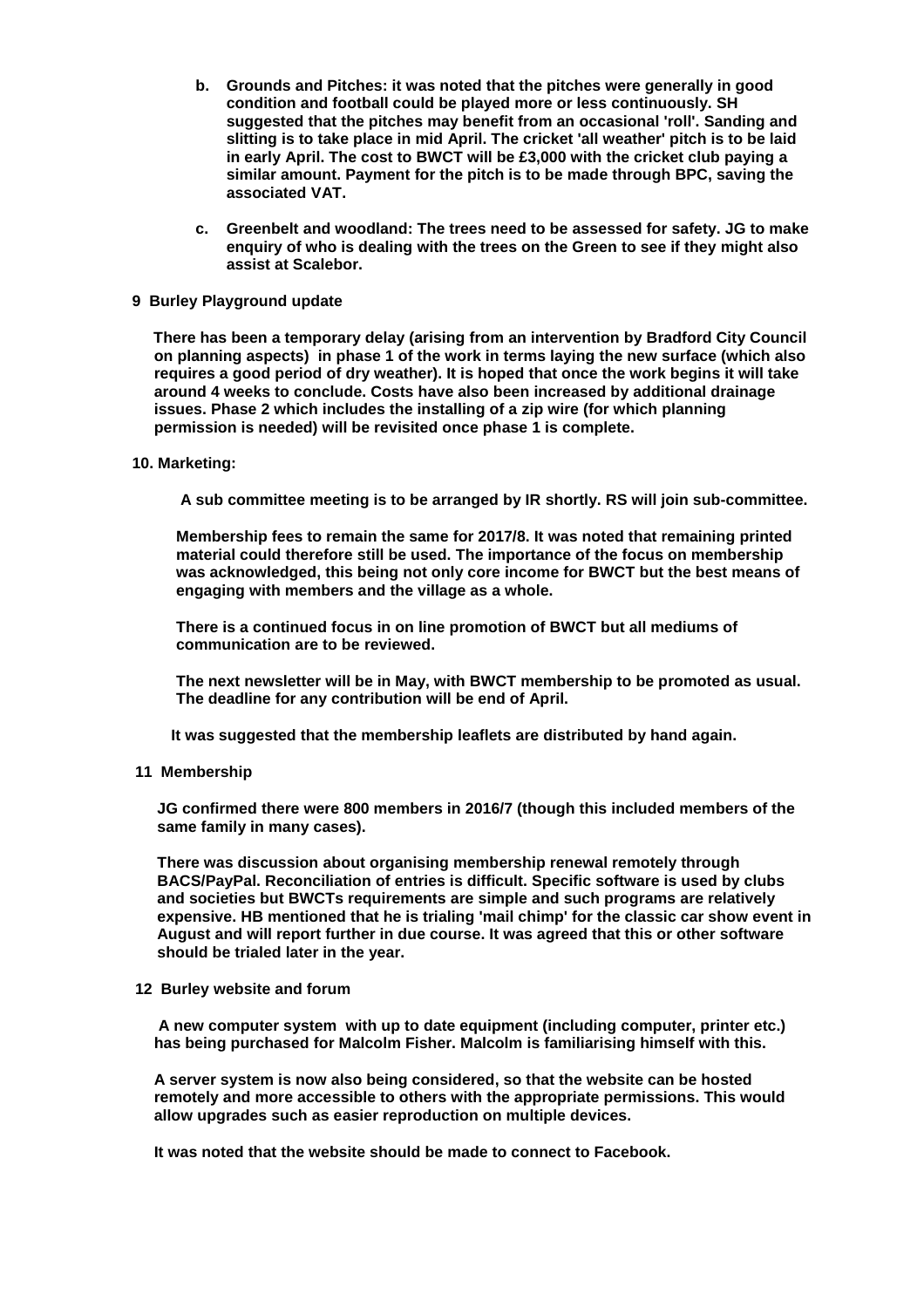b. **Grounds and Pitches: it was noted that the pitches were generally in good condition and football could be played more or less continuously. SH suggested that the pitches may benefit from an occasional 'roll'. Sanding and slitting is to take place in mid April. The cricket 'all weather' pitch is to be laid in early April. The cost to BWCT will be £3,000 with the cricket club paying a similar amount. Payment for the pitch is to be made through BPC, saving the associated VAT.**

c. **Greenbelt and woodland: The trees need to be assessed for safety. JG to make enquiry of who is dealing with the trees on the Green to see if they might also assist at Scalebor.**

**9 Burley Playground update**

**There has been a temporary delay (arising from an intervention by Bradford City Council on planning aspects) in phase 1 of the work in terms laying the new surface (which also requires a good period of dry weather). It is hoped that once the work begins it will take around 4 weeks to conclude. Costs have also been increased by additional drainage issues. Phase 2 which includes the installing of a zip wire (for which planning permission is needed) will be revisited once phase 1 is complete.**

**10. Marketing:**

**A sub committee meeting is to be arranged by IR shortly. RS will join sub-committee.**

**Membership fees to remain the same for 2017/8. It was noted that remaining printed material could therefore still be used. The importance of the focus on membership was acknowledged, this being not only core income for BWCT but the best means of engaging with members and the village as a whole.**

**There is a continued focus in on line promotion of BWCT but all mediums of communication are to be reviewed.**

**The next newsletter will be in May, with BWCT membership to be promoted as usual. The deadline for any contribution will be end of April.**

**It was suggested that the membership leaflets are distributed by hand again.**

**11 Membership**

**JG confirmed there were 800 members in 2016/7 (though this included members of the same family in many cases).**

**There was discussion about organising membership renewal remotely through BACS/PayPal. Reconciliation of entries is difficult. Specific software is used by clubs and societies but BWCTs requirements are simple and such programs are relatively expensive. HB mentioned that he is trialing 'mail chimp' for the classic car show event in August and will report further in due course. It was agreed that this or other software should be trialed later in the year.**

**12 Burley website and forum**

**A new computer system with up to date equipment (including computer, printer etc.) has being purchased for Malcolm Fisher. Malcolm is familiarising himself with this.**

**A server system is now also being considered, so that the website can be hosted remotely and more accessible to others with the appropriate permissions. This would allow upgrades such as easier reproduction on multiple devices.**

**It was noted that the website should be made to connect to Facebook.**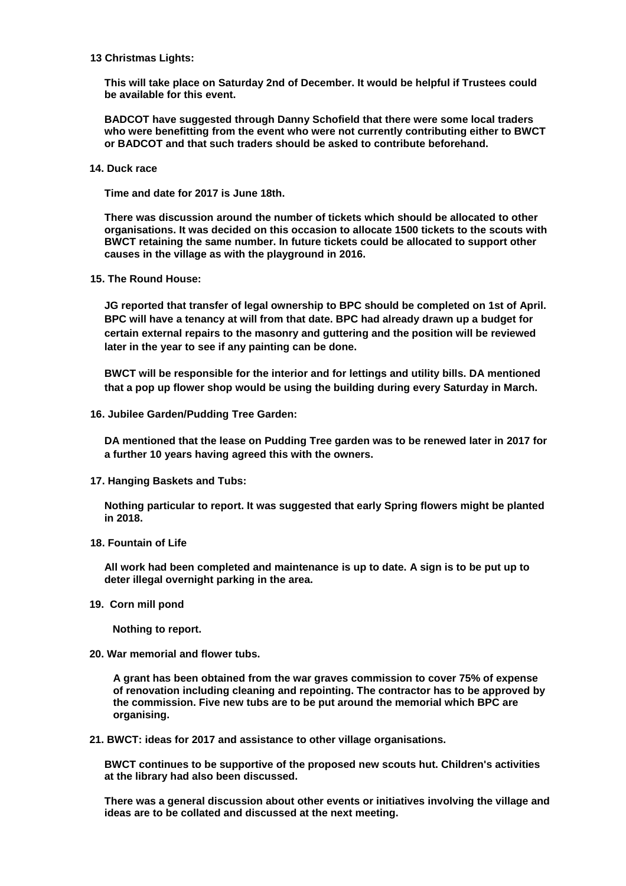**13 Christmas Lights:**

**This will take place on Saturday 2nd of December. It would be helpful if Trustees could be available for this event.**

**BADCOT have suggested through Danny Schofield that there were some local traders who were benefitting from the event who were not currently contributing either to BWCT or BADCOT and that such traders should be asked to contribute beforehand.**

**14. Duck race**

**Time and date for 2017 is June 18th.**

**There was discussion around the number of tickets which should be allocated to other organisations. It was decided on this occasion to allocate 1500 tickets to the scouts with BWCT retaining the same number. In future tickets could be allocated to support other causes in the village as with the playground in 2016.**

**15. The Round House:**

**JG reported that transfer of legal ownership to BPC should be completed on 1st of April. BPC will have a tenancy at will from that date. BPC had already drawn up a budget for certain external repairs to the masonry and guttering and the position will be reviewed later in the year to see if any painting can be done.**

**BWCT will be responsible for the interior and for lettings and utility bills. DA mentioned that a pop up flower shop would be using the building during every Saturday in March.**

**16. Jubilee Garden/Pudding Tree Garden:**

**DA mentioned that the lease on Pudding Tree garden was to be renewed later in 2017 for a further 10 years having agreed this with the owners.**

**17. Hanging Baskets and Tubs:**

**Nothing particular to report. It was suggested that early Spring flowers might be planted in 2018.**

**18. Fountain of Life**

**All work had been completed and maintenance is up to date. A sign is to be put up to deter illegal overnight parking in the area.**

**19. Corn mill pond**

**Nothing to report.**

**20. War memorial and flower tubs.**

**A grant has been obtained from the war graves commission to cover 75% of expense of renovation including cleaning and repointing. The contractor has to be approved by the commission. Five new tubs are to be put around the memorial which BPC are organising.**

**21. BWCT: ideas for 2017 and assistance to other village organisations.**

**BWCT continues to be supportive of the proposed new scouts hut. Children's activities at the library had also been discussed.**

**There was a general discussion about other events or initiatives involving the village and ideas are to be collated and discussed at the next meeting.**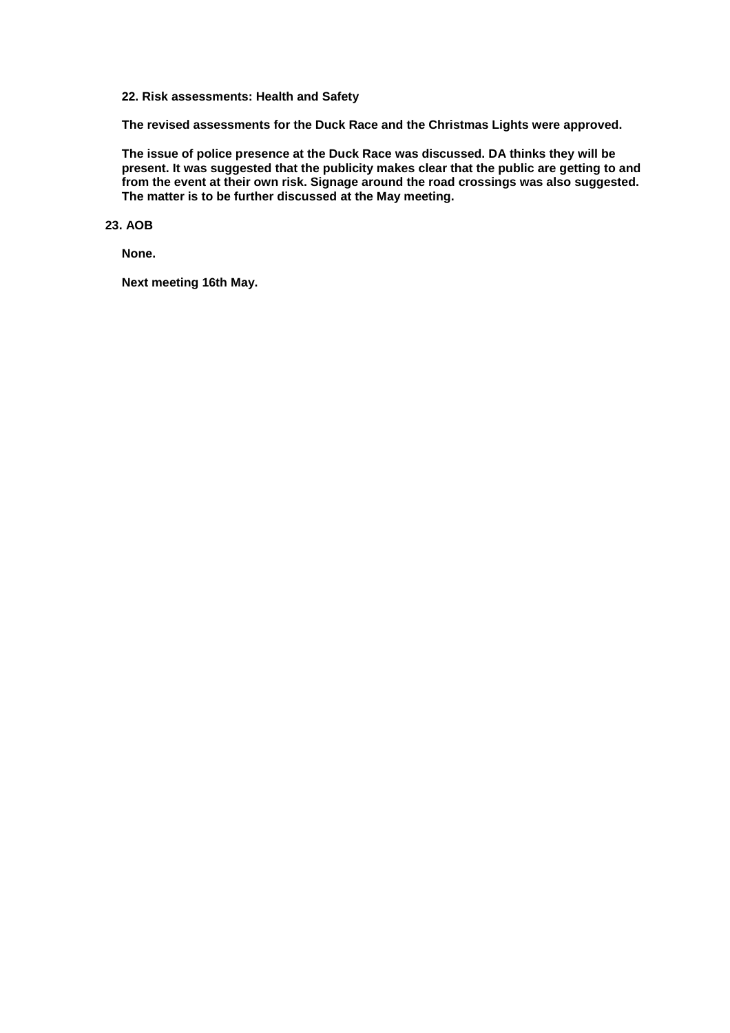**22. Risk assessments: Health and Safety**

**The revised assessments for the Duck Race and the Christmas Lights were approved.**

**The issue of police presence at the Duck Race was discussed. DA thinks they will be present. It was suggested that the publicity makes clear that the public are getting to and from the event at their own risk. Signage around the road crossings was also suggested. The matter is to be further discussed at the May meeting.**

**23. AOB**

**None.**

**Next meeting 16th May.**